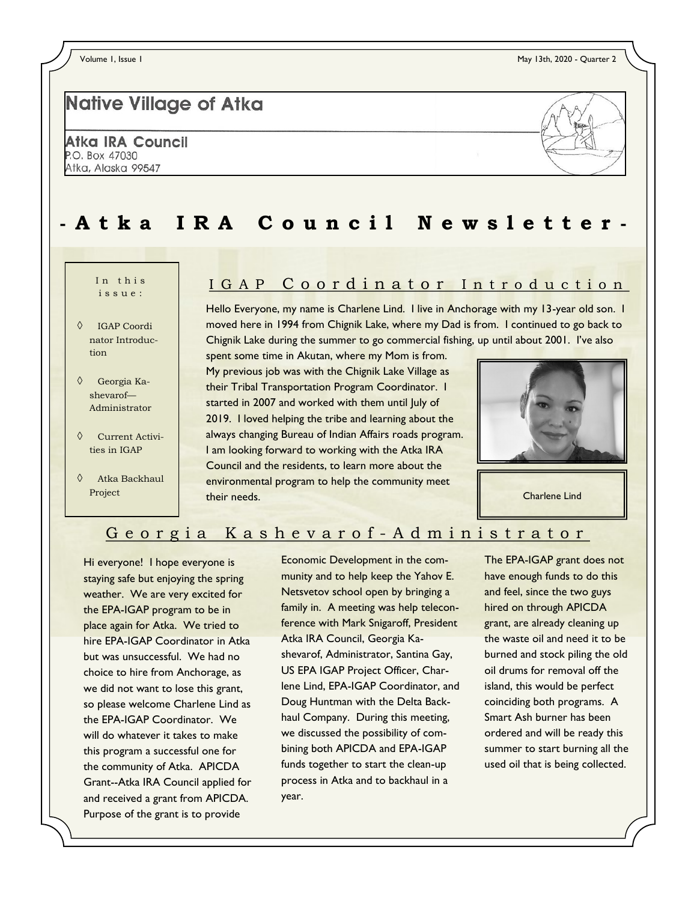# Native Village of Atka

**Atka IRA Council**
P.O. Box 47030
Atka, Alaska 99547

# - Atka IRA Council Newsletter -

**In this issue:**

- ◊ IGAP Coordinator Introduction
- ◊ Georgia Kashevarof—Administrator
- ◊ Current Activities in IGAP
- ◊ Atka Backhaul Project

## IGAP Coordinator Introduction

Hello Everyone, my name is Charlene Lind. I live in Anchorage with my 13-year old son. I moved here in 1994 from Chignik Lake, where my Dad is from. I continued to go back to Chignik Lake during the summer to go commercial fishing, up until about 2001. I've also spent some time in Akutan, where my Mom is from. My previous job was with the Chignik Lake Village as their Tribal Transportation Program Coordinator. I started in 2007 and worked with them until July of 2019. I loved helping the tribe and learning about the always changing Bureau of Indian Affairs roads program. I am looking forward to working with the Atka IRA Council and the residents, to learn more about the environmental program to help the community meet their needs.

Charlene Lind

## Georgia Kashevarof-Administrator

Hi everyone! I hope everyone is staying safe but enjoying the spring weather. We are very excited for the EPA-IGAP program to be in place again for Atka. We tried to hire EPA-IGAP Coordinator in Atka but was unsuccessful. We had no choice to hire from Anchorage, as we did not want to lose this grant, so please welcome Charlene Lind as the EPA-IGAP Coordinator. We will do whatever it takes to make this program a successful one for the community of Atka. APICDA Grant--Atka IRA Council applied for and received a grant from APICDA. Purpose of the grant is to provide Economic Development in the community and to help keep the Yahov E. Netsvetov school open by bringing a family in. A meeting was help teleconference with Mark Snigaroff, President Atka IRA Council, Georgia Kashevarof, Administrator, Santina Gay, US EPA IGAP Project Officer, Charlene Lind, EPA-IGAP Coordinator, and Doug Huntman with the Delta Backhaul Company. During this meeting, we discussed the possibility of combining both APICDA and EPA-IGAP funds together to start the clean-up process in Atka and to backhaul in a year. The EPA-IGAP grant does not have enough funds to do this and feel, since the two guys hired on through APICDA grant, are already cleaning up the waste oil and need it to be burned and stock piling the old oil drums for removal off the island, this would be perfect coinciding both programs. A Smart Ash burner has been ordered and will be ready this summer to start burning all the used oil that is being collected.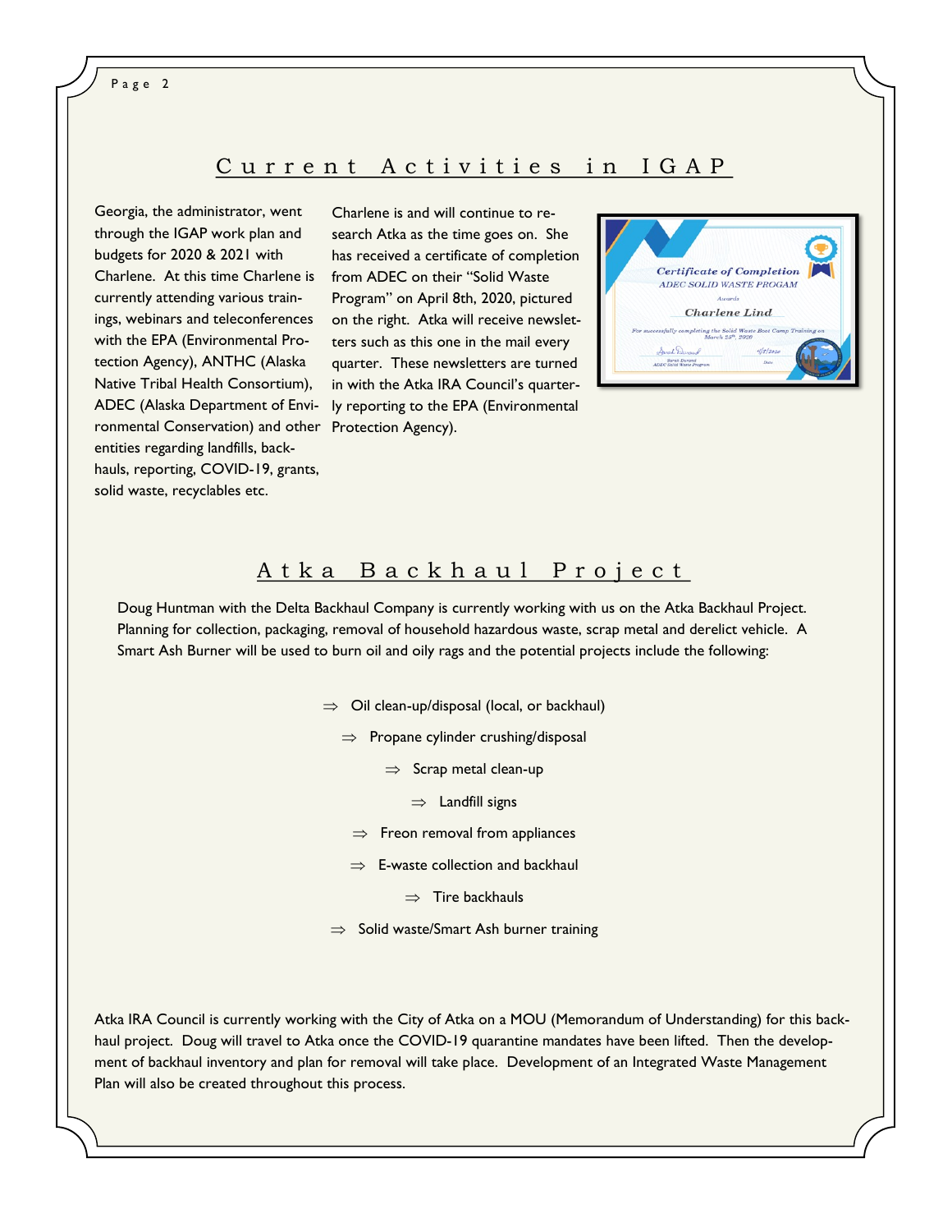## Current Activities in IGAP

Georgia, the administrator, went through the IGAP work plan and budgets for 2020 & 2021 with Charlene. At this time Charlene is currently attending various trainings, webinars and teleconferences with the EPA (Environmental Protection Agency), ANTHC (Alaska Native Tribal Health Consortium), ADEC (Alaska Department of Environmental Conservation) and other entities regarding landfills, backhauls, reporting, COVID-19, grants, solid waste, recyclables etc.

Charlene is and will continue to research Atka as the time goes on. She has received a certificate of completion from ADEC on their "Solid Waste Program" on April 8th, 2020, pictured on the right. Atka will receive newsletters such as this one in the mail every quarter. These newsletters are turned in with the Atka IRA Council's quarterly reporting to the EPA (Environmental Protection Agency).

*Certificate of Completion*
*ADEC SOLID WASTE PROGAM*
*Awards*
*Charlene Lind*
*For successfully completing the Solid Waste Boot Camp Training on March 25th, 2020*
*Sarah Durand*
*ADEC Solid Waste Program*
*4/8/2020*
*Date*

## Atka Backhaul Project

Doug Huntman with the Delta Backhaul Company is currently working with us on the Atka Backhaul Project. Planning for collection, packaging, removal of household hazardous waste, scrap metal and derelict vehicle. A Smart Ash Burner will be used to burn oil and oily rags and the potential projects include the following:

- ⇒ Oil clean-up/disposal (local, or backhaul)
- ⇒ Propane cylinder crushing/disposal
- ⇒ Scrap metal clean-up
- ⇒ Landfill signs
- ⇒ Freon removal from appliances
- ⇒ E-waste collection and backhaul
- ⇒ Tire backhauls
- ⇒ Solid waste/Smart Ash burner training

Atka IRA Council is currently working with the City of Atka on a MOU (Memorandum of Understanding) for this backhaul project. Doug will travel to Atka once the COVID-19 quarantine mandates have been lifted. Then the development of backhaul inventory and plan for removal will take place. Development of an Integrated Waste Management Plan will also be created throughout this process.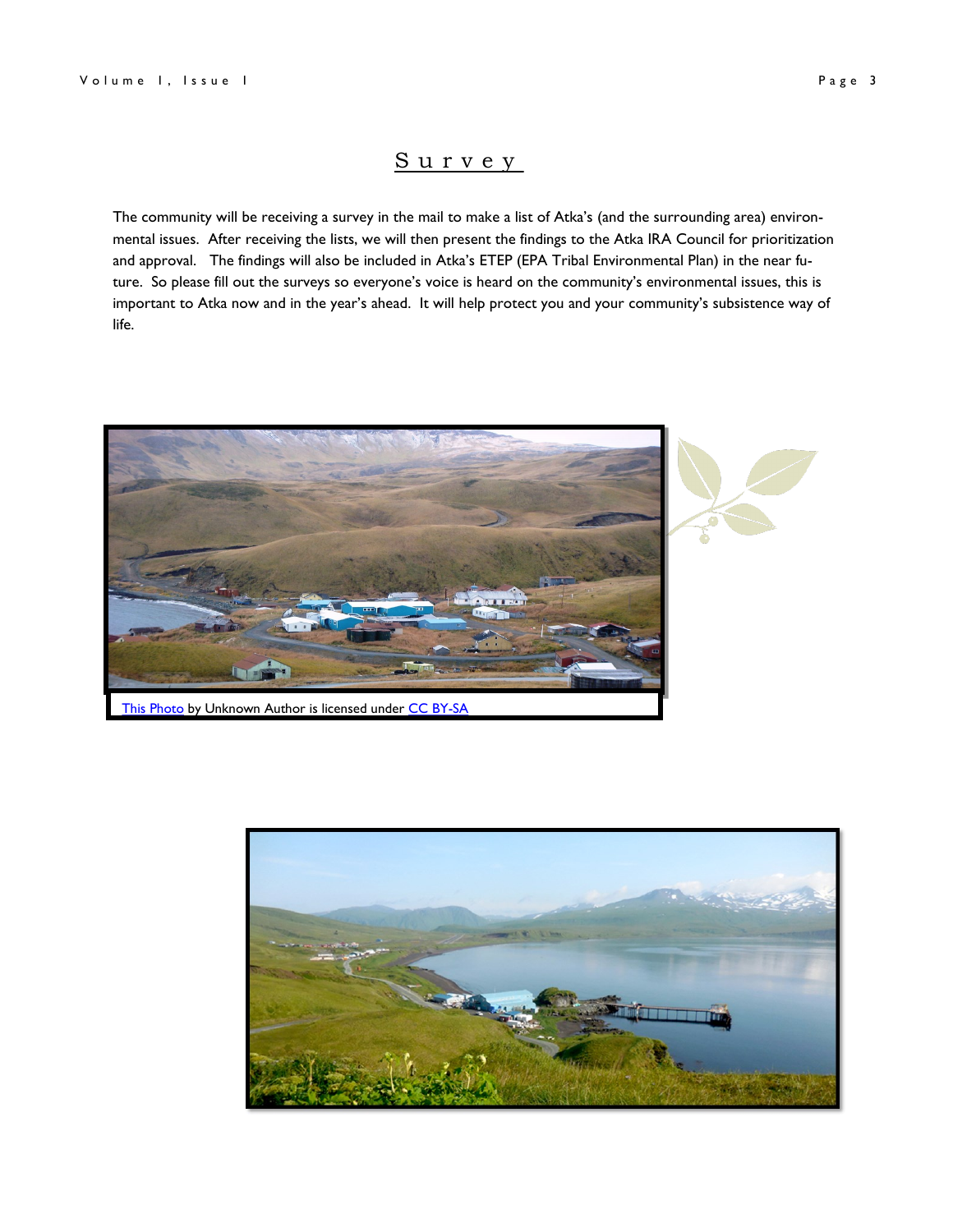## Survey

The community will be receiving a survey in the mail to make a list of Atka's (and the surrounding area) environmental issues. After receiving the lists, we will then present the findings to the Atka IRA Council for prioritization and approval. The findings will also be included in Atka's ETEP (EPA Tribal Environmental Plan) in the near future. So please fill out the surveys so everyone's voice is heard on the community's environmental issues, this is important to Atka now and in the year's ahead. It will help protect you and your community's subsistence way of life.

This Photo by Unknown Author is licensed under CC BY-SA